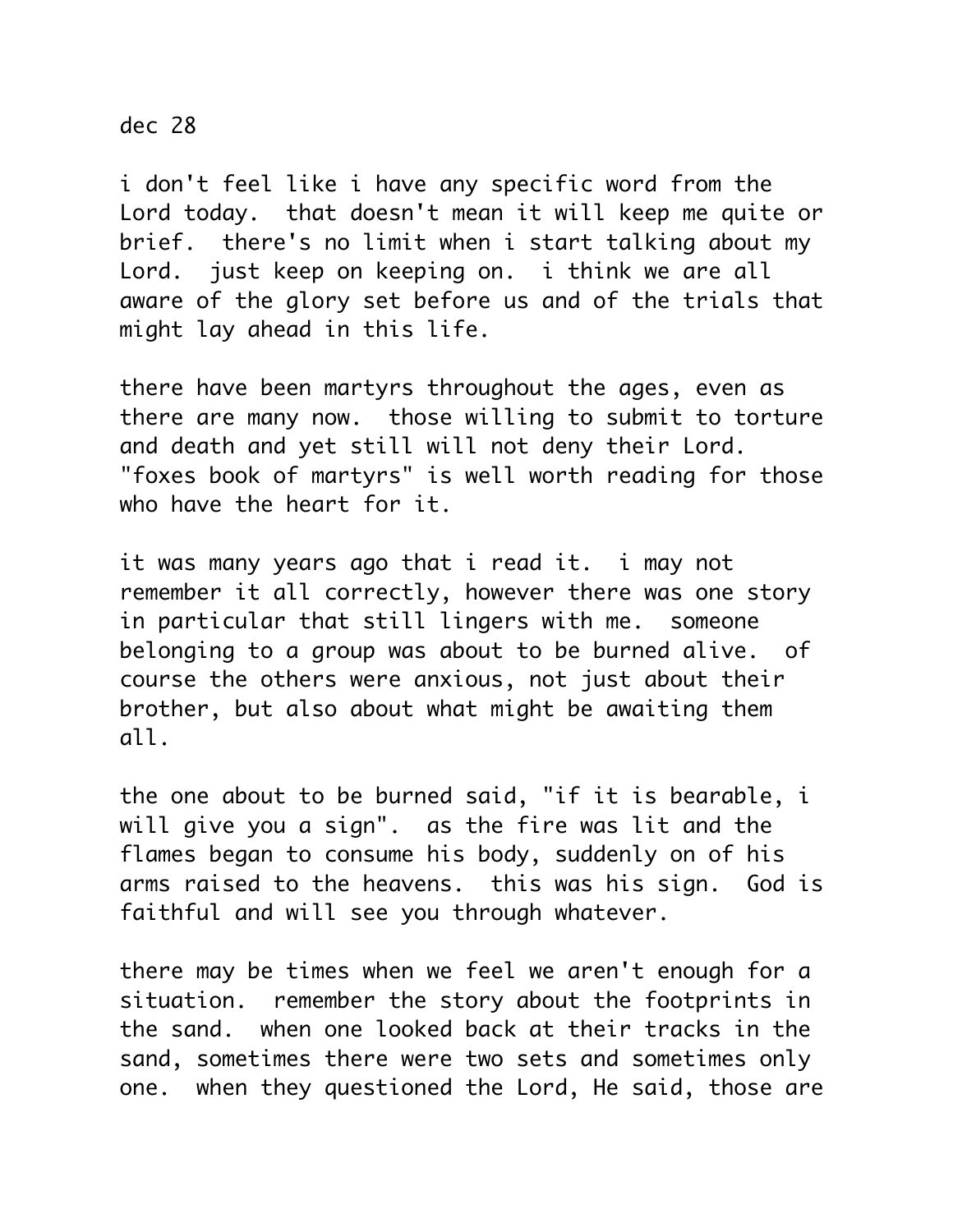dec 28

i don't feel like i have any specific word from the Lord today. that doesn't mean it will keep me quite or brief. there's no limit when i start talking about my Lord. just keep on keeping on. i think we are all aware of the glory set before us and of the trials that might lay ahead in this life.

there have been martyrs throughout the ages, even as there are many now. those willing to submit to torture and death and yet still will not deny their Lord. "foxes book of martyrs" is well worth reading for those who have the heart for it.

it was many years ago that i read it. i may not remember it all correctly, however there was one story in particular that still lingers with me. someone belonging to a group was about to be burned alive. of course the others were anxious, not just about their brother, but also about what might be awaiting them all.

the one about to be burned said, "if it is bearable, i will give you a sign". as the fire was lit and the flames began to consume his body, suddenly on of his arms raised to the heavens. this was his sign. God is faithful and will see you through whatever.

there may be times when we feel we aren't enough for a situation. remember the story about the footprints in the sand. when one looked back at their tracks in the sand, sometimes there were two sets and sometimes only one. when they questioned the Lord, He said, those are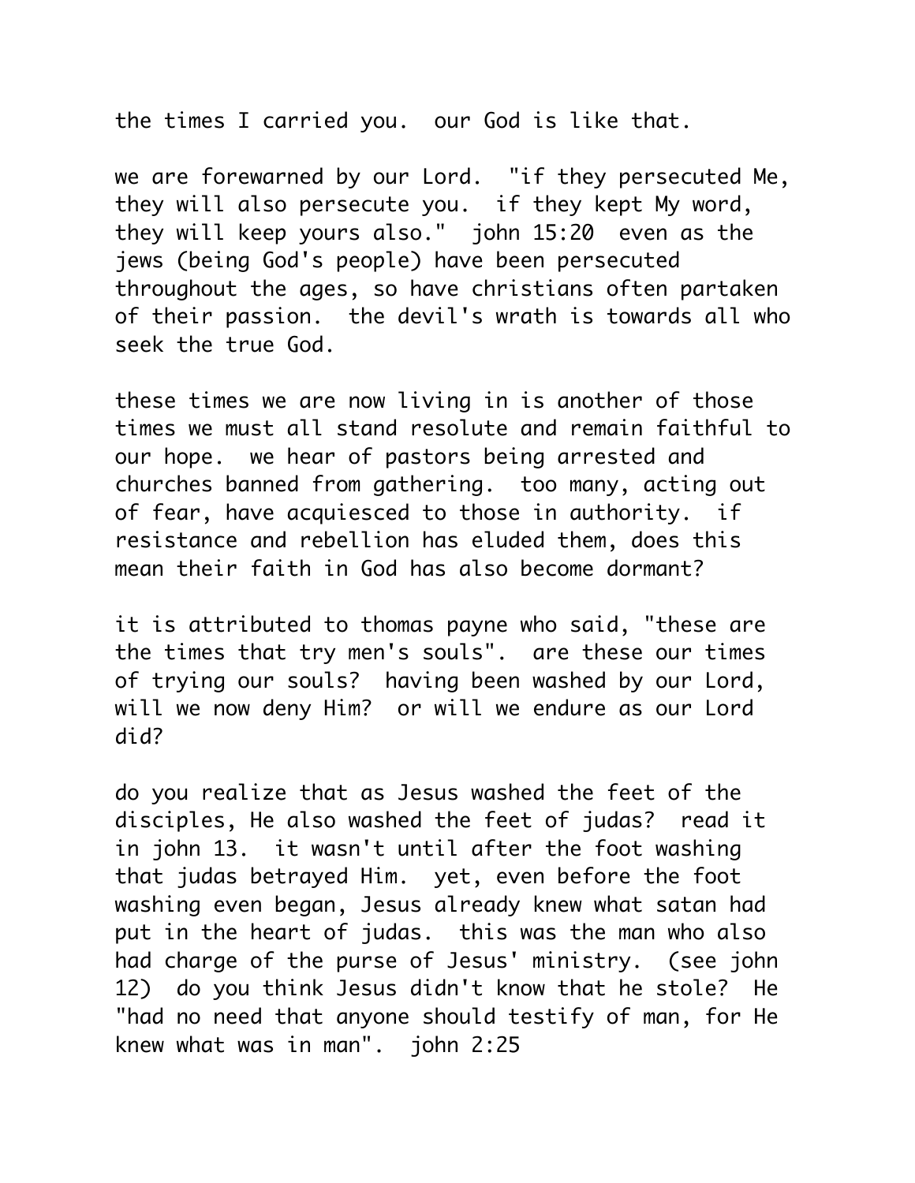the times I carried you. our God is like that.

we are forewarned by our Lord. "if they persecuted Me, they will also persecute you. if they kept My word, they will keep yours also." john 15:20 even as the jews (being God's people) have been persecuted throughout the ages, so have christians often partaken of their passion. the devil's wrath is towards all who seek the true God.

these times we are now living in is another of those times we must all stand resolute and remain faithful to our hope. we hear of pastors being arrested and churches banned from gathering. too many, acting out of fear, have acquiesced to those in authority. if resistance and rebellion has eluded them, does this mean their faith in God has also become dormant?

it is attributed to thomas payne who said, "these are the times that try men's souls". are these our times of trying our souls? having been washed by our Lord, will we now deny Him? or will we endure as our Lord did?

do you realize that as Jesus washed the feet of the disciples, He also washed the feet of judas? read it in john 13. it wasn't until after the foot washing that judas betrayed Him. yet, even before the foot washing even began, Jesus already knew what satan had put in the heart of judas. this was the man who also had charge of the purse of Jesus' ministry. (see john 12) do you think Jesus didn't know that he stole? He "had no need that anyone should testify of man, for He knew what was in man". john 2:25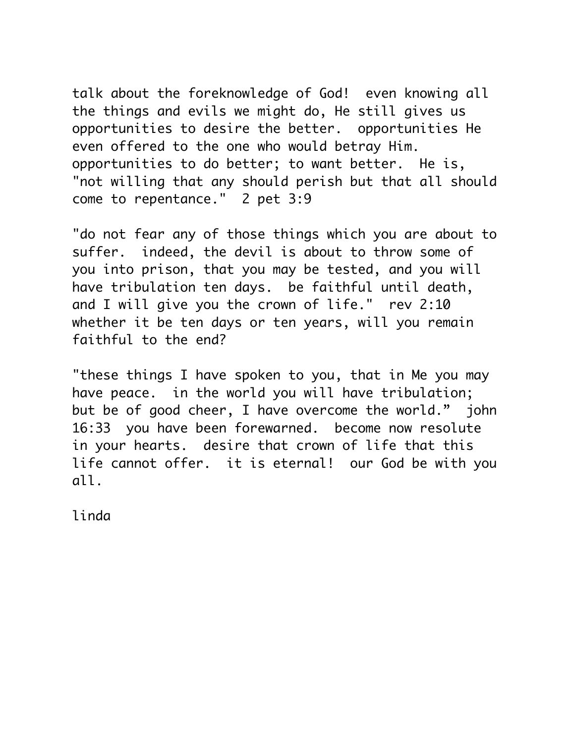talk about the foreknowledge of God!  even knowing all the things and evils we might do, He still gives us opportunities to desire the better.  opportunities He even offered to the one who would betray Him.  opportunities to do better; to want better.  He is, "not willing that any should perish but that all should come to repentance."  2 pet 3:9

"do not fear any of those things which you are about to suffer.  indeed, the devil is about to throw some of you into prison, that you may be tested, and you will have tribulation ten days.  be faithful until death, and I will give you the crown of life."  rev 2:10  whether it be ten days or ten years, will you remain faithful to the end?

"these things I have spoken to you, that in Me you may have peace.  in the world you will have tribulation; but be of good cheer, I have overcome the world."  john 16:33  you have been forewarned.  become now resolute in your hearts.  desire that crown of life that this life cannot offer.  it is eternal!  our God be with you all.

linda